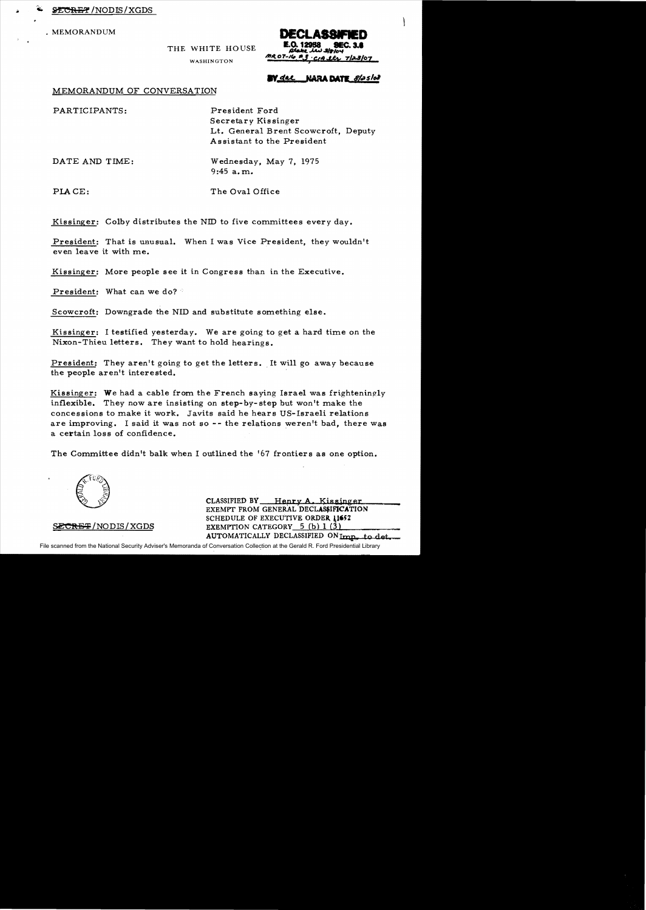SECRET/NODIS/XGDS

MEMORANDUM

THE WHITE HOUSE

WASHINGTON

DECLASSIFIED
E.O. 12958 SEC. 3.6
MR 07-16 #3 ; CIA ltr 7/23/07
BY dal NARA DATE 8/25/08

MEMORANDUM OF CONVERSATION

PARTICIPANTS: President Ford
Secretary Kissinger
Lt. General Brent Scowcroft, Deputy Assistant to the President

DATE AND TIME: Wednesday, May 7, 1975
9:45 a.m.

PLACE: The Oval Office

Kissinger: Colby distributes the NID to five committees every day.

President: That is unusual. When I was Vice President, they wouldn't even leave it with me.

Kissinger: More people see it in Congress than in the Executive.

President: What can we do?

Scowcroft: Downgrade the NID and substitute something else.

Kissinger: I testified yesterday. We are going to get a hard time on the Nixon-Thieu letters. They want to hold hearings.

President: They aren't going to get the letters. It will go away because the people aren't interested.

Kissinger: We had a cable from the French saying Israel was frighteningly inflexible. They now are insisting on step-by-step but won't make the concessions to make it work. Javits said he hears US-Israeli relations are improving. I said it was not so -- the relations weren't bad, there was a certain loss of confidence.

The Committee didn't balk when I outlined the '67 frontiers as one option.

SECRET/NODIS/XGDS

CLASSIFIED BY Henry A. Kissinger
EXEMPT FROM GENERAL DECLASSIFICATION SCHEDULE OF EXECUTIVE ORDER 11652
EXEMPTION CATEGORY 5 (b) 1 (3)
AUTOMATICALLY DECLASSIFIED ON Imp. to det.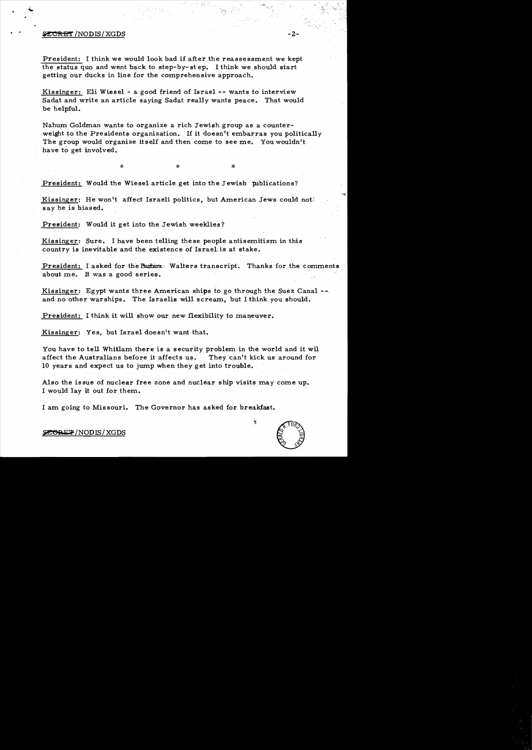President: I think we would look bad if after the reassessment we kept the status quo and went back to step-by-step. I think we should start getting our ducks in line for the comprehensive approach.

Kissinger: Eli Wiesel - a good friend of Israel -- wants to interview Sadat and write an article saying Sadat really wants peace. That would be helpful.

Nahum Goldman wants to organize a rich Jewish group as a counterweight to the Presidents organization. If it doesn't embarras you politically The group would organize itself and then come to see me. You wouldn't have to get involved.

\* \* \*

President: Would the Wiesel article get into the Jewish publications?

Kissinger: He won't affect Israeli politics, but American Jews could not say he is biased.

President: Would it get into the Jewish weeklies?

Kissinger: Sure. I have been telling these people antisemitism in this country is inevitable and the existence of Israel is at stake.

President: I asked for the Barbara Walters transcript. Thanks for the comments about me. It was a good series.

Kissinger: Egypt wants three American ships to go through the Suez Canal -- and no other warships. The Israelis will scream, but I think you should.

President: I think it will show our new flexibility to maneuver.

Kissinger: Yes, but Israel doesn't want that.

You have to tell Whitlam there is a security problem in the world and it wil affect the Australians before it affects us. They can't kick us around for 10 years and expect us to jump when they get into trouble.

Also the issue of nuclear free zone and nuclear ship visits may come up. I would lay it out for them.

I am going to Missouri. The Governor has asked for breakfast.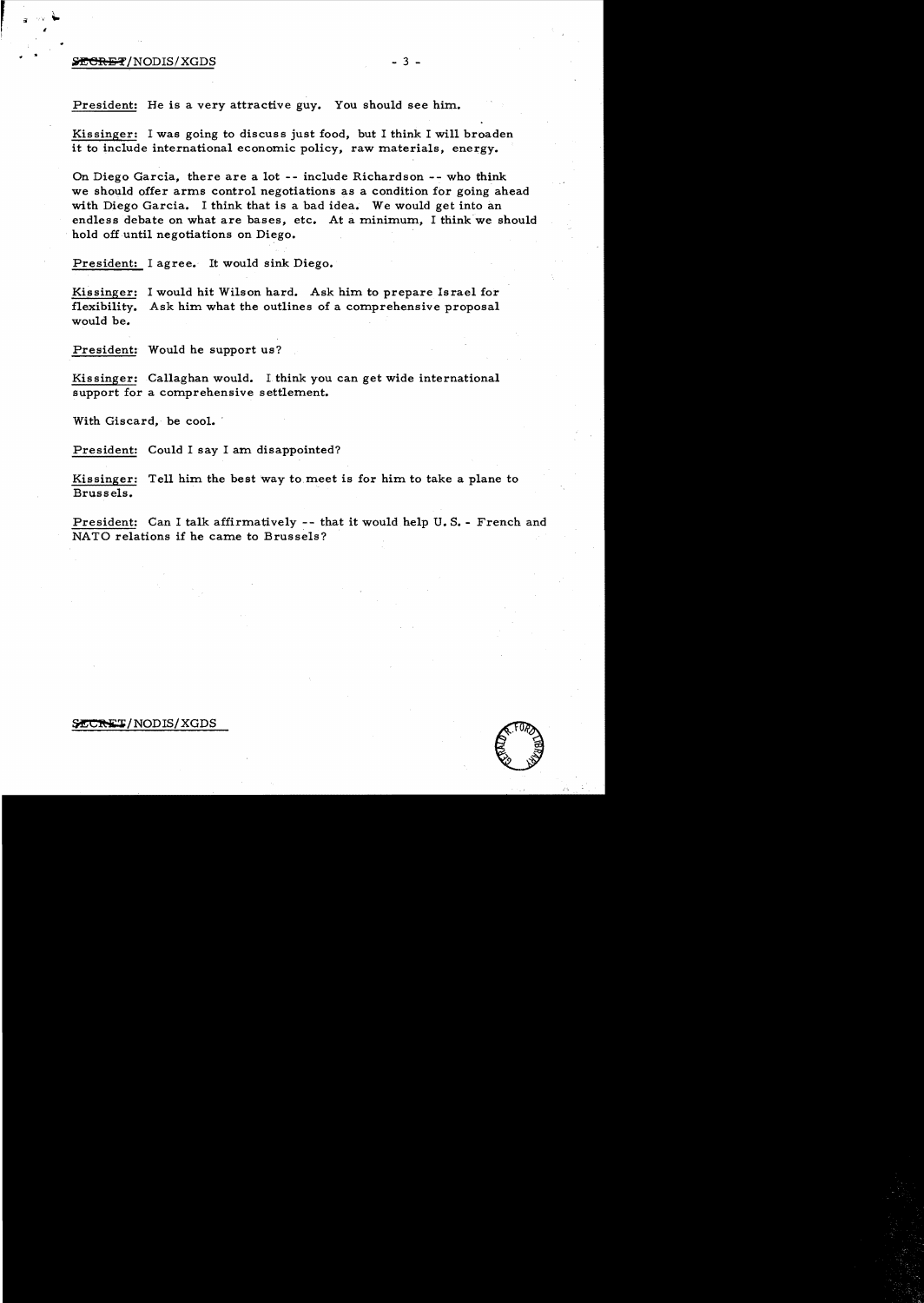President: He is a very attractive guy. You should see him.

Kissinger: I was going to discuss just food, but I think I will broaden it to include international economic policy, raw materials, energy.

On Diego Garcia, there are a lot -- include Richardson -- who think we should offer arms control negotiations as a condition for going ahead with Diego Garcia. I think that is a bad idea. We would get into an endless debate on what are bases, etc. At a minimum, I think we should hold off until negotiations on Diego.

President: I agree. It would sink Diego.

Kissinger: I would hit Wilson hard. Ask him to prepare Israel for flexibility. Ask him what the outlines of a comprehensive proposal would be.

President: Would he support us?

Kissinger: Callaghan would. I think you can get wide international support for a comprehensive settlement.

With Giscard, be cool.

President: Could I say I am disappointed?

Kissinger: Tell him the best way to meet is for him to take a plane to Brussels.

President: Can I talk affirmatively -- that it would help U.S. - French and NATO relations if he came to Brussels?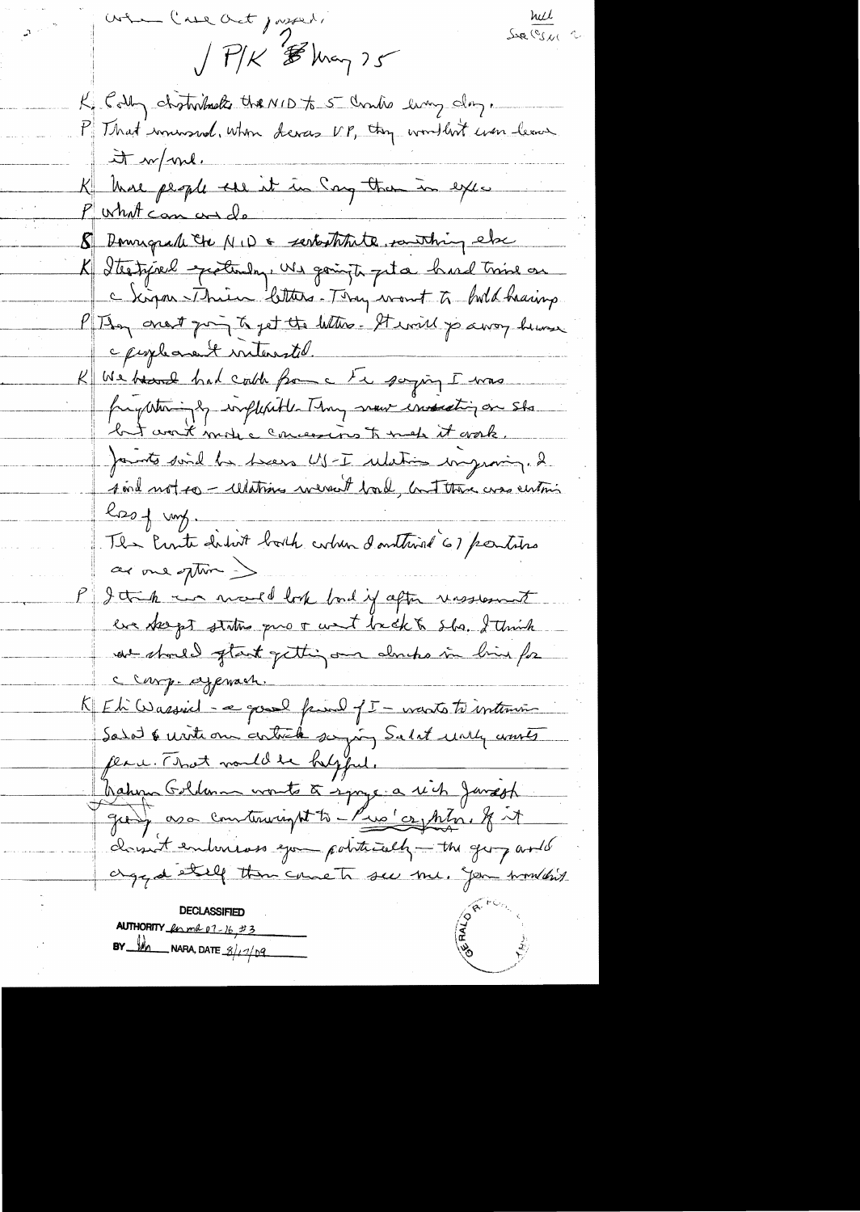When Case Act passed?

hull
See CSN 2

/ P/K May 25

K Colby distributed the NID to 5 Cmtes every day.

P That surprised. When I was VP, they wouldn't even leave it w/ me.

K More people see it in Cong than in exec

P what can we do

S Downgrade the NID & substitute something else

K I testified yesterday. We going to get a hard time on c Sigon-Thieu letters. They want to hold hearings

P They aren't going to get the letters. It will go away because c people aren't interested.

K We heard had cable from c Fr saying I was frightfully inflexible. They now insisting on sks but won't make c concessions to make it work.

Javits said he hears US-I relations improving. I said not so — relations weren't bad, but there was certain loss of way.

The Cmte didn't balk when I outlined '67 frontiers as one option >

P I think we would look bad if after reassessment we kept status quo & went back to sks. I think we should start getting our ducks in line for c comp. approach.

K Eli Wassiel — a good friend of I — wants to interview Sadat & write an article saying Sadat really wants peace. That would be helpful.

Nahum Goldmann wants to sponsor a rich Jewish group as a counterweight to Pres' c[?] position. If it doesn't embarrass you politically — the group would urge at least then come to see me. You wouldn't

DECLASSIFIED
AUTHORITY [illegible] 07-16 #3
BY [illegible] NARA, DATE 8/17/09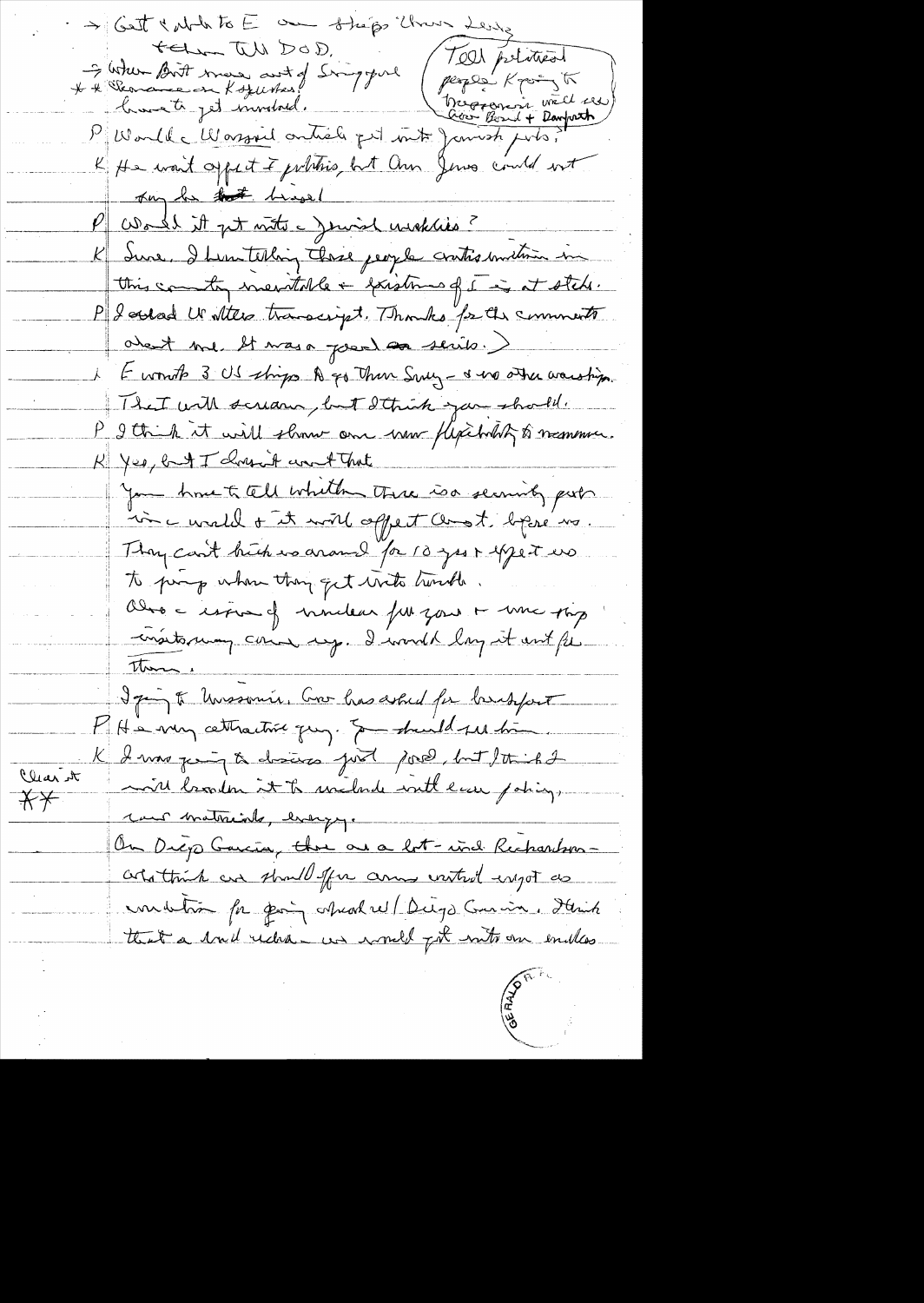→ Get ¢ add to E on ships thru Lenny
        Tell DOD.

→ When Brit move out of Singapore
★★ Vlamance on Kyushu. have to get involved.

(Tell political people Kissinger to Bangladesh will see Gov Bond + Danforth)

P Would a Washington article get into Jewish press?

K He won't affect I politics, but Am Jews could not say he ~~was~~ biased.

P Would it get into Jewish weeklies?

K Sure. I am telling these people conditions within in this country inevitable & existence of I is at stake.

P I read W Post transcript. Thanks for the comments about me. It was a good series.)

K E wants 3 US ships to go thru Suez - & no other warships. The I will scream, but I think you should.

P I think it will show our new flexibility & momentum.

K Yes, but I don't want that.
You have to tell whether there is a security part in world & it will affect Arab & I before us.
They can't kick us around for 10 yrs & expect us to jump when they get into trouble.
Also issue of nuclear free zone & one ship inspections came up. I would lay it out for them.
I going to Missouri. Gov has asked for breakfast.

P He a very attractive guy. You should see him.

K I was going to discuss just food, but I think I will broaden it to include international policy,

Clear it
★★
raw materials, energy.
On Diego Garcia, there are a lot - incl Richardson - who think we should offer arms control except as condition for going ahead w/ Diego Garcia. I think that a bad idea - we would get into an endless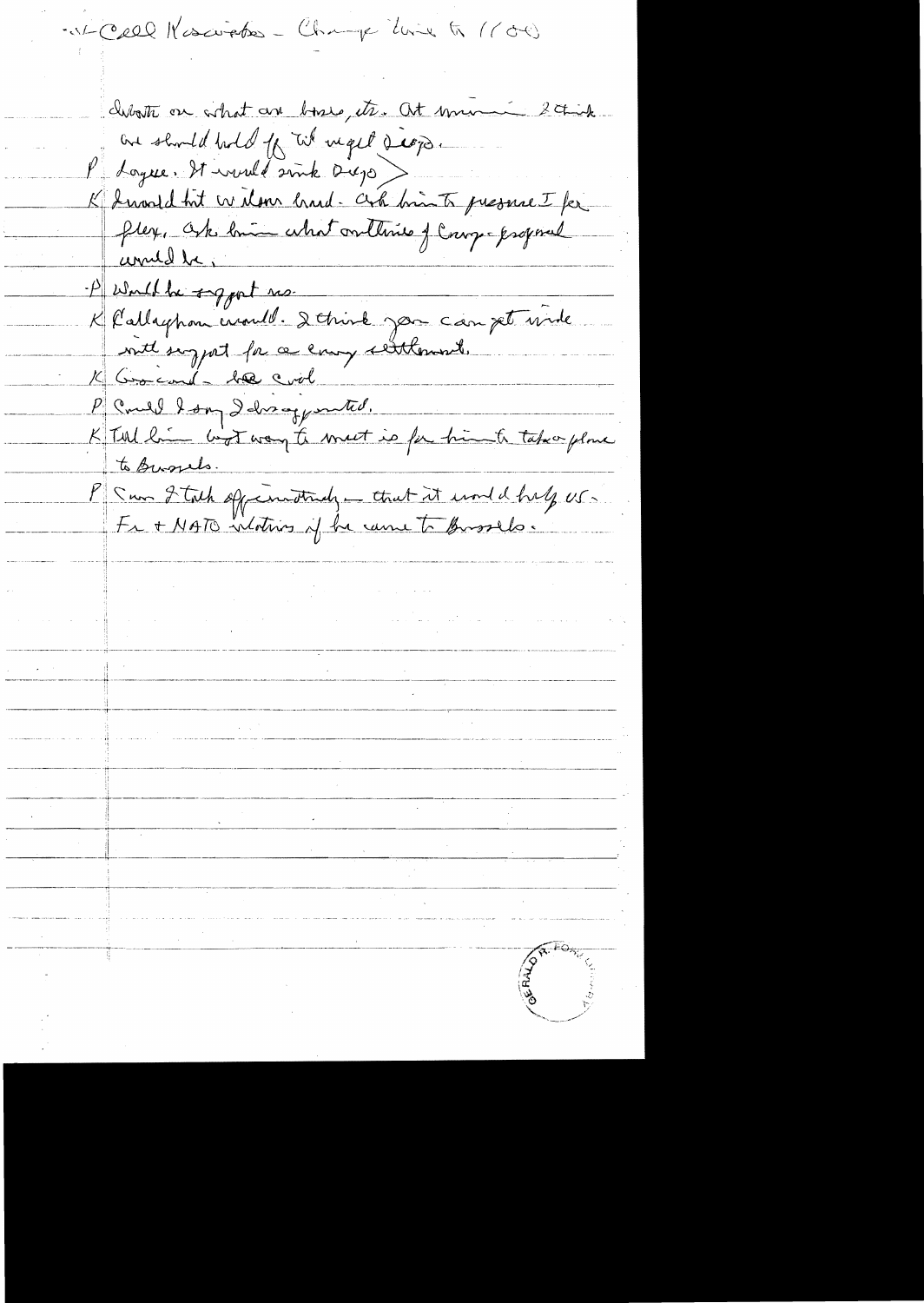–Call Mascrates – Change time to 1100

Debate on what are bases, etc. At minimum I think we should hold off til we get Diego.

P Laygue. It would sink Diego >

K Should hit Wilson hard. Ask him to pressure I for flex. Ask him what outlines of Cyp. proposal would be.

P Would he support us.

K Callaghan would. I think you can get wide intl support for a Cyp settlement.

K Giscard – be civil

P Could I say I disappointed.

K Tell him best way to meet is for him to take a plane to Brussels.

P Can I talk affirmatively – that it would help us – Fr + NATO relations if he came to Brussels.